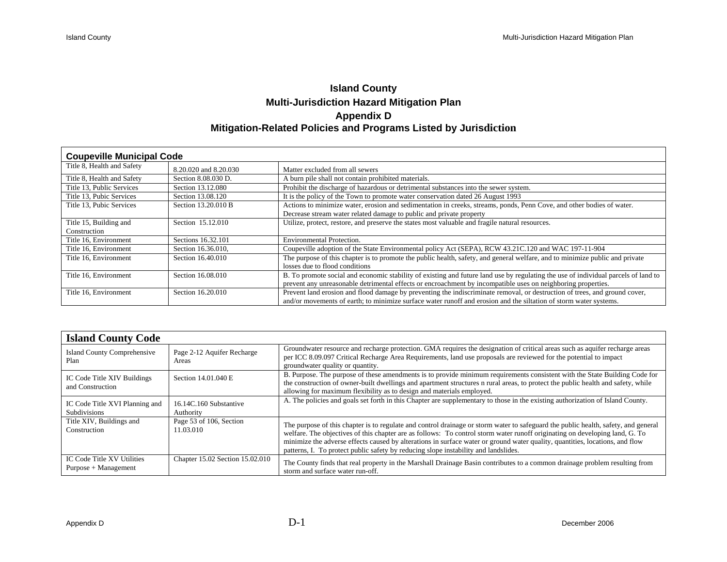# Island County

## Multi-Jurisdiction Hazard Mitigation Plan

### Appendix D

### Mitigation-Related Policies and Programs Listed by Jurisdiction

| Coupeville Municipal Code | | |
|---|---|---|
| Title 8, Health and Safety | 8.20.020 and 8.20.030 | Matter excluded from all sewers |
| Title 8, Health and Safety | Section 8.08.030 D. | A burn pile shall not contain prohibited materials. |
| Title 13, Public Services | Section 13.12.080 | Prohibit the discharge of hazardous or detrimental substances into the sewer system. |
| Title 13, Pubic Services | Section 13.08.120 | It is the policy of the Town to promote water conservation dated 26 August 1993 |
| Title 13, Pubic Services | Section 13.20.010 B | Actions to minimize water, erosion and sedimentation in creeks, streams, ponds, Penn Cove, and other bodies of water. Decrease stream water related damage to public and private property |
| Title 15, Building and Construction | Section 15.12.010 | Utilize, protect, restore, and preserve the states most valuable and fragile natural resources. |
| Title 16, Environment | Sections 16.32.101 | Environmental Protection. |
| Title 16, Environment | Section 16.36.010, | Coupeville adoption of the State Environmental policy Act (SEPA), RCW 43.21C.120 and WAC 197-11-904 |
| Title 16, Environment | Section 16.40.010 | The purpose of this chapter is to promote the public health, safety, and general welfare, and to minimize public and private losses due to flood conditions |
| Title 16, Environment | Section 16.08.010 | B. To promote social and economic stability of existing and future land use by regulating the use of individual parcels of land to prevent any unreasonable detrimental effects or encroachment by incompatible uses on neighboring properties. |
| Title 16, Environment | Section 16.20.010 | Prevent land erosion and flood damage by preventing the indiscriminate removal, or destruction of trees, and ground cover, and/or movements of earth; to minimize surface water runoff and erosion and the siltation of storm water systems. |

| Island County Code | | |
|---|---|---|
| Island County Comprehensive Plan | Page 2-12 Aquifer Recharge Areas | Groundwater resource and recharge protection. GMA requires the designation of critical areas such as aquifer recharge areas per ICC 8.09.097 Critical Recharge Area Requirements, land use proposals are reviewed for the potential to impact groundwater quality or quantity. |
| IC Code Title XIV Buildings and Construction | Section 14.01.040 E | B. Purpose. The purpose of these amendments is to provide minimum requirements consistent with the State Building Code for the construction of owner-built dwellings and apartment structures n rural areas, to protect the public health and safety, while allowing for maximum flexibility as to design and materials employed. |
| IC Code Title XVI Planning and Subdivisions | 16.14C.160 Substantive Authority | A. The policies and goals set forth in this Chapter are supplementary to those in the existing authorization of Island County. |
| Title XIV, Buildings and Construction | Page 53 of 106, Section 11.03.010 | The purpose of this chapter is to regulate and control drainage or storm water to safeguard the public health, safety, and general welfare. The objectives of this chapter are as follows: To control storm water runoff originating on developing land, G. To minimize the adverse effects caused by alterations in surface water or ground water quality, quantities, locations, and flow patterns, I. To protect public safety by reducing slope instability and landslides. |
| IC Code Title XV Utilities Purpose + Management | Chapter 15.02 Section 15.02.010 | The County finds that real property in the Marshall Drainage Basin contributes to a common drainage problem resulting from storm and surface water run-off. |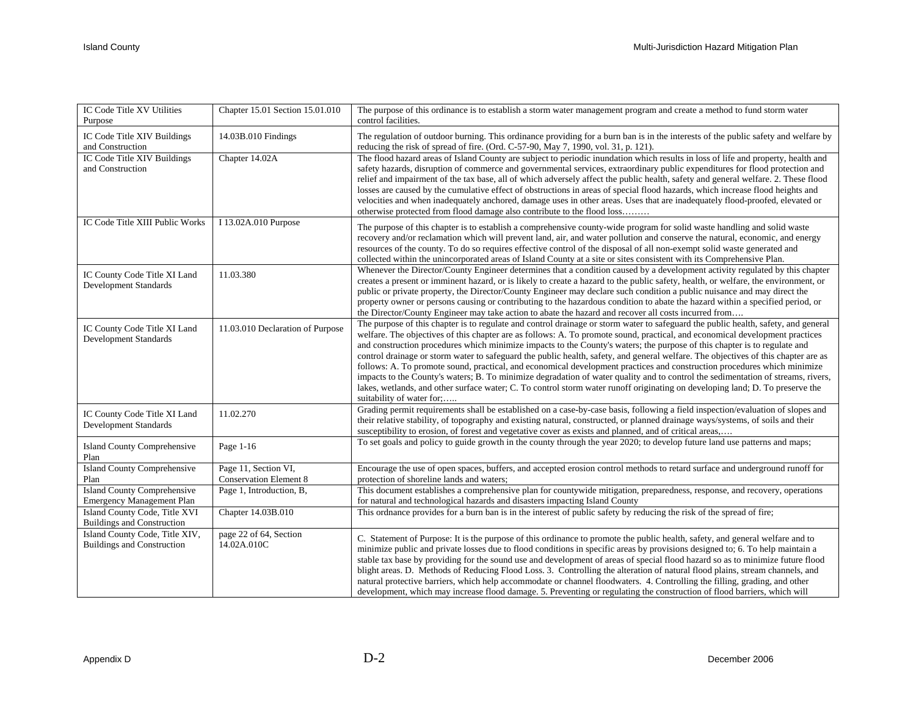| | | |
|---|---|---|
| IC Code Title XV Utilities Purpose | Chapter 15.01 Section 15.01.010 | The purpose of this ordinance is to establish a storm water management program and create a method to fund storm water control facilities. |
| IC Code Title XIV Buildings and Construction | 14.03B.010 Findings | The regulation of outdoor burning. This ordinance providing for a burn ban is in the interests of the public safety and welfare by reducing the risk of spread of fire. (Ord. C-57-90, May 7, 1990, vol. 31, p. 121). |
| IC Code Title XIV Buildings and Construction | Chapter 14.02A | The flood hazard areas of Island County are subject to periodic inundation which results in loss of life and property, health and safety hazards, disruption of commerce and governmental services, extraordinary public expenditures for flood protection and relief and impairment of the tax base, all of which adversely affect the public health, safety and general welfare. 2. These flood losses are caused by the cumulative effect of obstructions in areas of special flood hazards, which increase flood heights and velocities and when inadequately anchored, damage uses in other areas. Uses that are inadequately flood-proofed, elevated or otherwise protected from flood damage also contribute to the flood loss……… |
| IC Code Title XIII Public Works | I 13.02A.010 Purpose | The purpose of this chapter is to establish a comprehensive county-wide program for solid waste handling and solid waste recovery and/or reclamation which will prevent land, air, and water pollution and conserve the natural, economic, and energy resources of the county. To do so requires effective control of the disposal of all non-exempt solid waste generated and collected within the unincorporated areas of Island County at a site or sites consistent with its Comprehensive Plan. |
| IC County Code Title XI Land Development Standards | 11.03.380 | Whenever the Director/County Engineer determines that a condition caused by a development activity regulated by this chapter creates a present or imminent hazard, or is likely to create a hazard to the public safety, health, or welfare, the environment, or public or private property, the Director/County Engineer may declare such condition a public nuisance and may direct the property owner or persons causing or contributing to the hazardous condition to abate the hazard within a specified period, or the Director/County Engineer may take action to abate the hazard and recover all costs incurred from…. |
| IC County Code Title XI Land Development Standards | 11.03.010 Declaration of Purpose | The purpose of this chapter is to regulate and control drainage or storm water to safeguard the public health, safety, and general welfare. The objectives of this chapter are as follows: A. To promote sound, practical, and economical development practices and construction procedures which minimize impacts to the County's waters; the purpose of this chapter is to regulate and control drainage or storm water to safeguard the public health, safety, and general welfare. The objectives of this chapter are as follows: A. To promote sound, practical, and economical development practices and construction procedures which minimize impacts to the County's waters; B. To minimize degradation of water quality and to control the sedimentation of streams, rivers, lakes, wetlands, and other surface water; C. To control storm water runoff originating on developing land; D. To preserve the suitability of water for;….. |
| IC County Code Title XI Land Development Standards | 11.02.270 | Grading permit requirements shall be established on a case-by-case basis, following a field inspection/evaluation of slopes and their relative stability, of topography and existing natural, constructed, or planned drainage ways/systems, of soils and their susceptibility to erosion, of forest and vegetative cover as exists and planned, and of critical areas,…. |
| Island County Comprehensive Plan | Page 1-16 | To set goals and policy to guide growth in the county through the year 2020; to develop future land use patterns and maps; |
| Island County Comprehensive Plan | Page 11, Section VI, Conservation Element 8 | Encourage the use of open spaces, buffers, and accepted erosion control methods to retard surface and underground runoff for protection of shoreline lands and waters; |
| Island County Comprehensive Emergency Management Plan | Page 1, Introduction, B, | This document establishes a comprehensive plan for countywide mitigation, preparedness, response, and recovery, operations for natural and technological hazards and disasters impacting Island County |
| Island County Code, Title XVI Buildings and Construction | Chapter 14.03B.010 | This ordnance provides for a burn ban is in the interest of public safety by reducing the risk of the spread of fire; |
| Island County Code, Title XIV, Buildings and Construction | page 22 of 64, Section 14.02A.010C | C. Statement of Purpose: It is the purpose of this ordinance to promote the public health, safety, and general welfare and to minimize public and private losses due to flood conditions in specific areas by provisions designed to; 6. To help maintain a stable tax base by providing for the sound use and development of areas of special flood hazard so as to minimize future flood blight areas. D. Methods of Reducing Flood Loss. 3. Controlling the alteration of natural flood plains, stream channels, and natural protective barriers, which help accommodate or channel floodwaters. 4. Controlling the filling, grading, and other development, which may increase flood damage. 5. Preventing or regulating the construction of flood barriers, which will |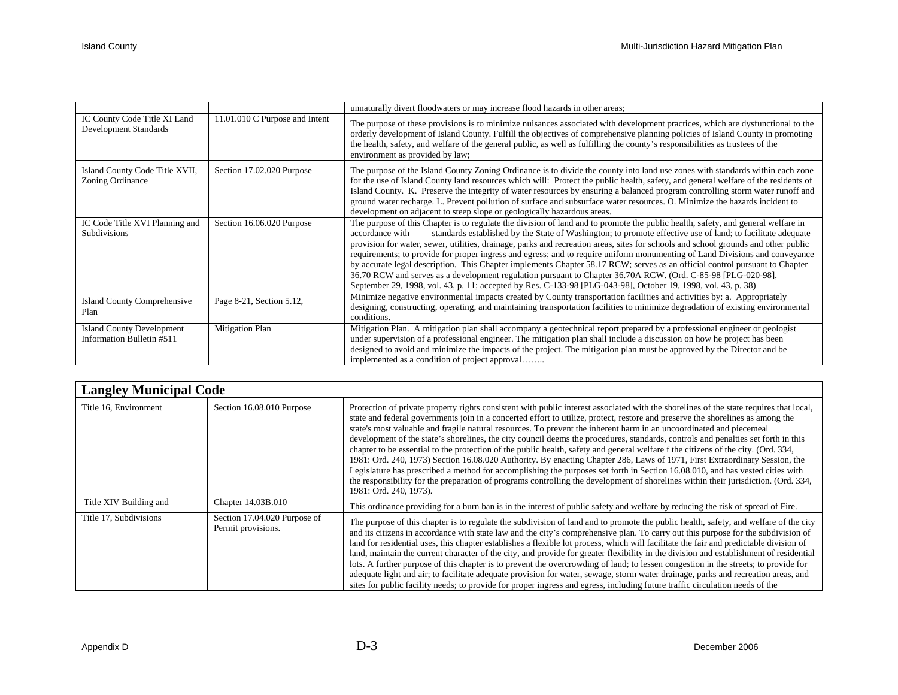| | | |
|---|---|---|
| | | unnaturally divert floodwaters or may increase flood hazards in other areas; |
| IC County Code Title XI Land Development Standards | 11.01.010 C Purpose and Intent | The purpose of these provisions is to minimize nuisances associated with development practices, which are dysfunctional to the orderly development of Island County. Fulfill the objectives of comprehensive planning policies of Island County in promoting the health, safety, and welfare of the general public, as well as fulfilling the county's responsibilities as trustees of the environment as provided by law; |
| Island County Code Title XVII, Zoning Ordinance | Section 17.02.020 Purpose | The purpose of the Island County Zoning Ordinance is to divide the county into land use zones with standards within each zone for the use of Island County land resources which will: Protect the public health, safety, and general welfare of the residents of Island County. K. Preserve the integrity of water resources by ensuring a balanced program controlling storm water runoff and ground water recharge. L. Prevent pollution of surface and subsurface water resources. O. Minimize the hazards incident to development on adjacent to steep slope or geologically hazardous areas. |
| IC Code Title XVI Planning and Subdivisions | Section 16.06.020 Purpose | The purpose of this Chapter is to regulate the division of land and to promote the public health, safety, and general welfare in accordance with standards established by the State of Washington; to promote effective use of land; to facilitate adequate provision for water, sewer, utilities, drainage, parks and recreation areas, sites for schools and school grounds and other public requirements; to provide for proper ingress and egress; and to require uniform monumenting of Land Divisions and conveyance by accurate legal description. This Chapter implements Chapter 58.17 RCW; serves as an official control pursuant to Chapter 36.70 RCW and serves as a development regulation pursuant to Chapter 36.70A RCW. (Ord. C-85-98 [PLG-020-98], September 29, 1998, vol. 43, p. 11; accepted by Res. C-133-98 [PLG-043-98], October 19, 1998, vol. 43, p. 38) |
| Island County Comprehensive Plan | Page 8-21, Section 5.12, | Minimize negative environmental impacts created by County transportation facilities and activities by: a. Appropriately designing, constructing, operating, and maintaining transportation facilities to minimize degradation of existing environmental conditions. |
| Island County Development Information Bulletin #511 | Mitigation Plan | Mitigation Plan. A mitigation plan shall accompany a geotechnical report prepared by a professional engineer or geologist under supervision of a professional engineer. The mitigation plan shall include a discussion on how he project has been designed to avoid and minimize the impacts of the project. The mitigation plan must be approved by the Director and be implemented as a condition of project approval…….. |

| **Langley Municipal Code** | | |
|---|---|---|
| Title 16, Environment | Section 16.08.010 Purpose | Protection of private property rights consistent with public interest associated with the shorelines of the state requires that local, state and federal governments join in a concerted effort to utilize, protect, restore and preserve the shorelines as among the state's most valuable and fragile natural resources. To prevent the inherent harm in an uncoordinated and piecemeal development of the state's shorelines, the city council deems the procedures, standards, controls and penalties set forth in this chapter to be essential to the protection of the public health, safety and general welfare f the citizens of the city. (Ord. 334, 1981: Ord. 240, 1973) Section 16.08.020 Authority. By enacting Chapter 286, Laws of 1971, First Extraordinary Session, the Legislature has prescribed a method for accomplishing the purposes set forth in Section 16.08.010, and has vested cities with the responsibility for the preparation of programs controlling the development of shorelines within their jurisdiction. (Ord. 334, 1981: Ord. 240, 1973). |
| Title XIV Building and | Chapter 14.03B.010 | This ordinance providing for a burn ban is in the interest of public safety and welfare by reducing the risk of spread of Fire. |
| Title 17, Subdivisions | Section 17.04.020 Purpose of Permit provisions. | The purpose of this chapter is to regulate the subdivision of land and to promote the public health, safety, and welfare of the city and its citizens in accordance with state law and the city's comprehensive plan. To carry out this purpose for the subdivision of land for residential uses, this chapter establishes a flexible lot process, which will facilitate the fair and predictable division of land, maintain the current character of the city, and provide for greater flexibility in the division and establishment of residential lots. A further purpose of this chapter is to prevent the overcrowding of land; to lessen congestion in the streets; to provide for adequate light and air; to facilitate adequate provision for water, sewage, storm water drainage, parks and recreation areas, and sites for public facility needs; to provide for proper ingress and egress, including future traffic circulation needs of the |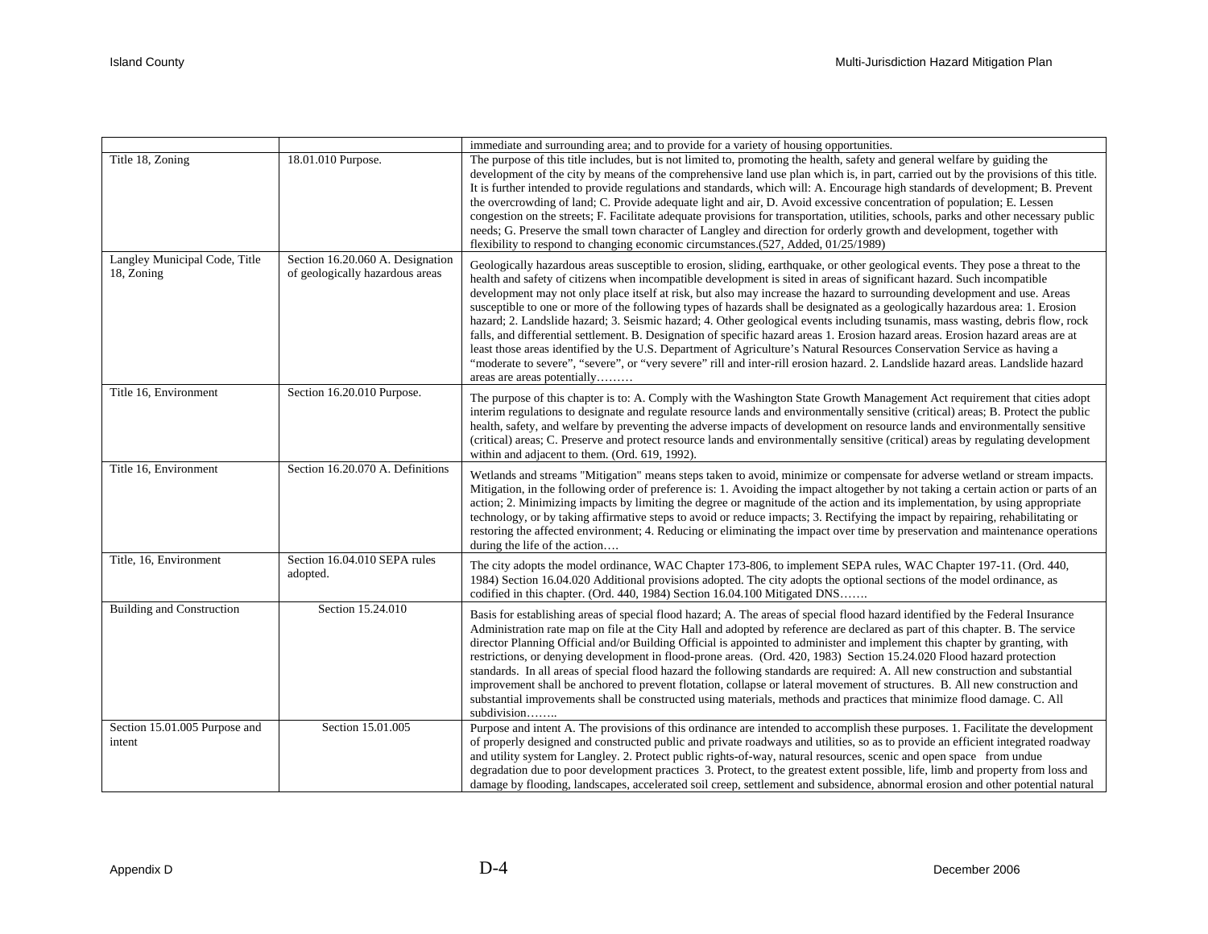| | | |
|---|---|---|
| | | immediate and surrounding area; and to provide for a variety of housing opportunities. |
| Title 18, Zoning | 18.01.010 Purpose. | The purpose of this title includes, but is not limited to, promoting the health, safety and general welfare by guiding the development of the city by means of the comprehensive land use plan which is, in part, carried out by the provisions of this title. It is further intended to provide regulations and standards, which will: A. Encourage high standards of development; B. Prevent the overcrowding of land; C. Provide adequate light and air, D. Avoid excessive concentration of population; E. Lessen congestion on the streets; F. Facilitate adequate provisions for transportation, utilities, schools, parks and other necessary public needs; G. Preserve the small town character of Langley and direction for orderly growth and development, together with flexibility to respond to changing economic circumstances.(527, Added, 01/25/1989) |
| Langley Municipal Code, Title 18, Zoning | Section 16.20.060 A. Designation of geologically hazardous areas | Geologically hazardous areas susceptible to erosion, sliding, earthquake, or other geological events. They pose a threat to the health and safety of citizens when incompatible development is sited in areas of significant hazard. Such incompatible development may not only place itself at risk, but also may increase the hazard to surrounding development and use. Areas susceptible to one or more of the following types of hazards shall be designated as a geologically hazardous area: 1. Erosion hazard; 2. Landslide hazard; 3. Seismic hazard; 4. Other geological events including tsunamis, mass wasting, debris flow, rock falls, and differential settlement. B. Designation of specific hazard areas 1. Erosion hazard areas. Erosion hazard areas are at least those areas identified by the U.S. Department of Agriculture's Natural Resources Conservation Service as having a "moderate to severe", "severe", or "very severe" rill and inter-rill erosion hazard. 2. Landslide hazard areas. Landslide hazard areas are areas potentially……… |
| Title 16, Environment | Section 16.20.010 Purpose. | The purpose of this chapter is to: A. Comply with the Washington State Growth Management Act requirement that cities adopt interim regulations to designate and regulate resource lands and environmentally sensitive (critical) areas; B. Protect the public health, safety, and welfare by preventing the adverse impacts of development on resource lands and environmentally sensitive (critical) areas; C. Preserve and protect resource lands and environmentally sensitive (critical) areas by regulating development within and adjacent to them. (Ord. 619, 1992). |
| Title 16, Environment | Section 16.20.070 A. Definitions | Wetlands and streams "Mitigation" means steps taken to avoid, minimize or compensate for adverse wetland or stream impacts. Mitigation, in the following order of preference is: 1. Avoiding the impact altogether by not taking a certain action or parts of an action; 2. Minimizing impacts by limiting the degree or magnitude of the action and its implementation, by using appropriate technology, or by taking affirmative steps to avoid or reduce impacts; 3. Rectifying the impact by repairing, rehabilitating or restoring the affected environment; 4. Reducing or eliminating the impact over time by preservation and maintenance operations during the life of the action…. |
| Title, 16, Environment | Section 16.04.010 SEPA rules adopted. | The city adopts the model ordinance, WAC Chapter 173-806, to implement SEPA rules, WAC Chapter 197-11. (Ord. 440, 1984) Section 16.04.020 Additional provisions adopted. The city adopts the optional sections of the model ordinance, as codified in this chapter. (Ord. 440, 1984) Section 16.04.100 Mitigated DNS……. |
| Building and Construction | Section 15.24.010 | Basis for establishing areas of special flood hazard; A. The areas of special flood hazard identified by the Federal Insurance Administration rate map on file at the City Hall and adopted by reference are declared as part of this chapter. B. The service director Planning Official and/or Building Official is appointed to administer and implement this chapter by granting, with restrictions, or denying development in flood-prone areas. (Ord. 420, 1983) Section 15.24.020 Flood hazard protection standards. In all areas of special flood hazard the following standards are required: A. All new construction and substantial improvement shall be anchored to prevent flotation, collapse or lateral movement of structures. B. All new construction and substantial improvements shall be constructed using materials, methods and practices that minimize flood damage. C. All subdivision…….. |
| Section 15.01.005 Purpose and intent | Section 15.01.005 | Purpose and intent A. The provisions of this ordinance are intended to accomplish these purposes. 1. Facilitate the development of properly designed and constructed public and private roadways and utilities, so as to provide an efficient integrated roadway and utility system for Langley. 2. Protect public rights-of-way, natural resources, scenic and open space from undue degradation due to poor development practices 3. Protect, to the greatest extent possible, life, limb and property from loss and damage by flooding, landscapes, accelerated soil creep, settlement and subsidence, abnormal erosion and other potential natural |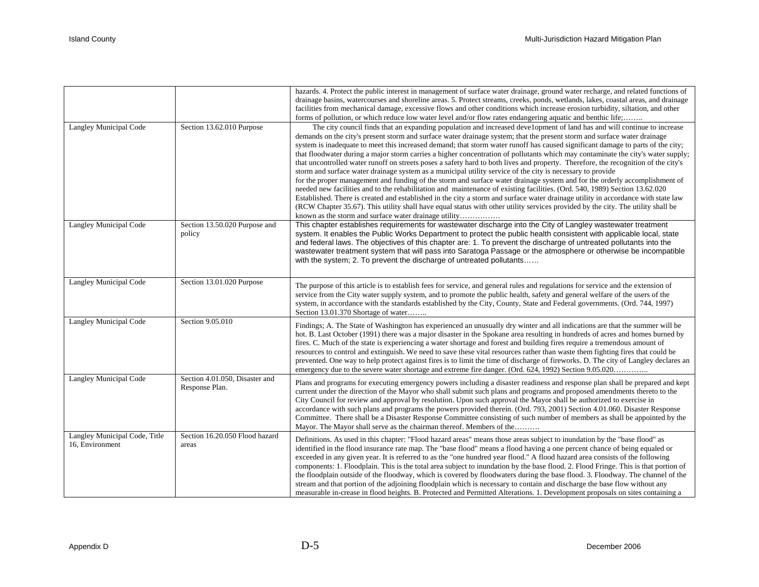| | | |
|---|---|---|
| | | hazards. 4. Protect the public interest in management of surface water drainage, ground water recharge, and related functions of drainage basins, watercourses and shoreline areas. 5. Protect streams, creeks, ponds, wetlands, lakes, coastal areas, and drainage facilities from mechanical damage, excessive flows and other conditions which increase erosion turbidity, siltation, and other forms of pollution, or which reduce low water level and/or flow rates endangering aquatic and benthic life;…….. |
| Langley Municipal Code | Section 13.62.010 Purpose | The city council finds that an expanding population and increased deve1opment of land has and will continue to increase demands on the city's present storm and surface water drainage system; that the present storm and surface water drainage system is inadequate to meet this increased demand; that storm water runoff has caused significant damage to parts of the city; that floodwater during a major storm carries a higher concentration of pollutants which may contaminate the city's water supply; that uncontrolled water runoff on streets poses a safety hard to both lives and property. Therefore, the recognition of the city's storm and surface water drainage system as a municipal utility service of the city is necessary to provide for the proper management and funding of the storm and surface water drainage system and for the orderly accomplishment of needed new facilities and to the rehabilitation and maintenance of existing facilities. (Ord. 540, 1989) Section 13.62.020 Established. There is created and established in the city a storm and surface water drainage utility in accordance with state law (RCW Chapter 35.67). This utility shall have equal status with other utility services provided by the city. The utility shall be known as the storm and surface water drainage utility……………. |
| Langley Municipal Code | Section 13.50.020 Purpose and policy | This chapter establishes requirements for wastewater discharge into the City of Langley wastewater treatment system. It enables the Public Works Department to protect the public health consistent with applicable local, state and federal laws. The objectives of this chapter are: 1. To prevent the discharge of untreated pollutants into the wastewater treatment system that will pass into Saratoga Passage or the atmosphere or otherwise be incompatible with the system; 2. To prevent the discharge of untreated pollutants…… |
| Langley Municipal Code | Section 13.01.020 Purpose | The purpose of this article is to establish fees for service, and general rules and regulations for service and the extension of service from the City water supply system, and to promote the public health, safety and general welfare of the users of the system, in accordance with the standards established by the City, County, State and Federal governments. (Ord. 744, 1997) Section 13.01.370 Shortage of water…….. |
| Langley Municipal Code | Section 9.05.010 | Findings; A. The State of Washington has experienced an unusually dry winter and all indications are that the summer will be hot. B. Last October (1991) there was a major disaster in the Spokane area resulting in hundreds of acres and homes burned by fires. C. Much of the state is experiencing a water shortage and forest and building fires require a tremendous amount of resources to control and extinguish. We need to save these vital resources rather than waste them fighting fires that could be prevented. One way to help protect against fires is to limit the time of discharge of fireworks. D. The city of Langley declares an emergency due to the severe water shortage and extreme fire danger. (Ord. 624, 1992) Section 9.05.020………….. |
| Langley Municipal Code | Section 4.01.050, Disaster and Response Plan. | Plans and programs for executing emergency powers including a disaster readiness and response plan shall be prepared and kept current under the direction of the Mayor who shall submit such plans and programs and proposed amendments thereto to the City Council for review and approval by resolution. Upon such approval the Mayor shall be authorized to exercise in accordance with such plans and programs the powers provided therein. (Ord. 793, 2001) Section 4.01.060. Disaster Response Committee. There shall be a Disaster Response Committee consisting of such number of members as shall be appointed by the Mayor. The Mayor shall serve as the chairman thereof. Members of the………. |
| Langley Municipal Code, Title 16, Environment | Section 16.20.050 Flood hazard areas | Definitions. As used in this chapter: "Flood hazard areas" means those areas subject to inundation by the "base flood" as identified in the flood insurance rate map. The "base flood" means a flood having a one percent chance of being equaled or exceeded in any given year. It is referred to as the "one hundred year flood." A flood hazard area consists of the following components: 1. Floodplain. This is the total area subject to inundation by the base flood. 2. Flood Fringe. This is that portion of the floodplain outside of the floodway, which is covered by floodwaters during the base flood. 3. Floodway. The channel of the stream and that portion of the adjoining floodplain which is necessary to contain and discharge the base flow without any measurable in-crease in flood heights. B. Protected and Permitted Alterations. 1. Development proposals on sites containing a |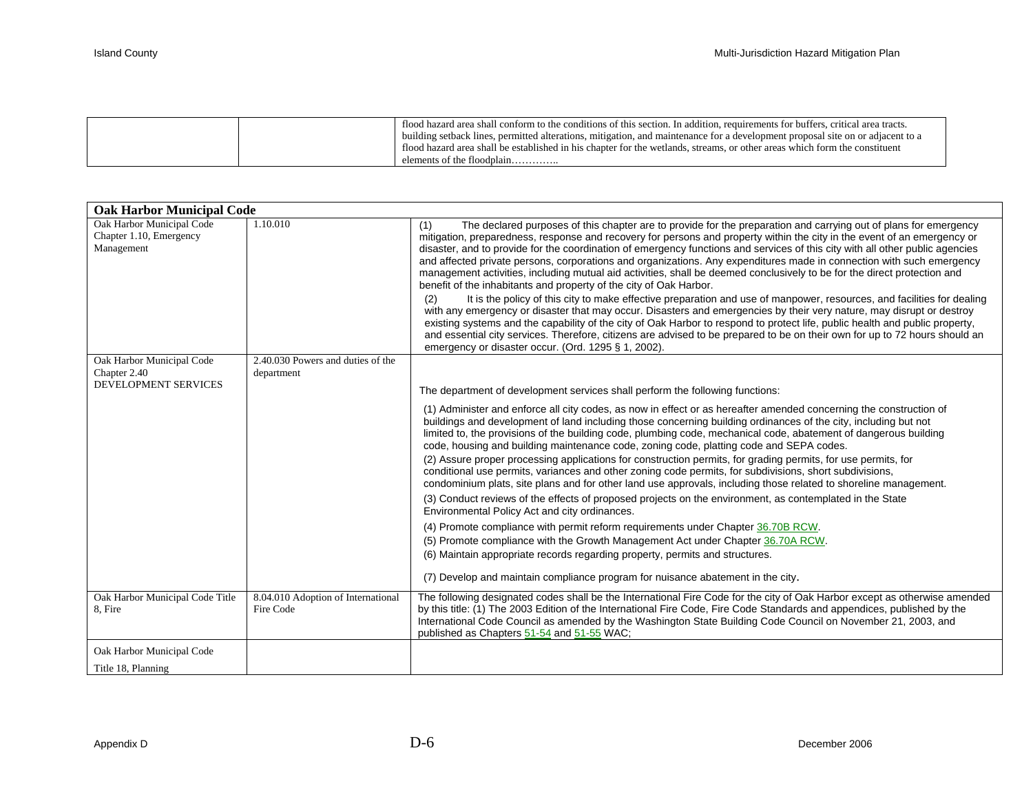| | | |
|---|---|---|
| | | flood hazard area shall conform to the conditions of this section. In addition, requirements for buffers, critical area tracts. building setback lines, permitted alterations, mitigation, and maintenance for a development proposal site on or adjacent to a flood hazard area shall be established in his chapter for the wetlands, streams, or other areas which form the constituent elements of the floodplain………….. |

| **Oak Harbor Municipal Code** | | |
|---|---|---|
| Oak Harbor Municipal Code Chapter 1.10, Emergency Management | 1.10.010 | (1) The declared purposes of this chapter are to provide for the preparation and carrying out of plans for emergency mitigation, preparedness, response and recovery for persons and property within the city in the event of an emergency or disaster, and to provide for the coordination of emergency functions and services of this city with all other public agencies and affected private persons, corporations and organizations. Any expenditures made in connection with such emergency management activities, including mutual aid activities, shall be deemed conclusively to be for the direct protection and benefit of the inhabitants and property of the city of Oak Harbor.<br>(2) It is the policy of this city to make effective preparation and use of manpower, resources, and facilities for dealing with any emergency or disaster that may occur. Disasters and emergencies by their very nature, may disrupt or destroy existing systems and the capability of the city of Oak Harbor to respond to protect life, public health and public property, and essential city services. Therefore, citizens are advised to be prepared to be on their own for up to 72 hours should an emergency or disaster occur. (Ord. 1295 § 1, 2002). |
| Oak Harbor Municipal Code Chapter 2.40 DEVELOPMENT SERVICES | 2.40.030 Powers and duties of the department | The department of development services shall perform the following functions:<br>(1) Administer and enforce all city codes, as now in effect or as hereafter amended concerning the construction of buildings and development of land including those concerning building ordinances of the city, including but not limited to, the provisions of the building code, plumbing code, mechanical code, abatement of dangerous building code, housing and building maintenance code, zoning code, platting code and SEPA codes.<br>(2) Assure proper processing applications for construction permits, for grading permits, for use permits, for conditional use permits, variances and other zoning code permits, for subdivisions, short subdivisions, condominium plats, site plans and for other land use approvals, including those related to shoreline management.<br>(3) Conduct reviews of the effects of proposed projects on the environment, as contemplated in the State Environmental Policy Act and city ordinances.<br>(4) Promote compliance with permit reform requirements under Chapter 36.70B RCW.<br>(5) Promote compliance with the Growth Management Act under Chapter 36.70A RCW.<br>(6) Maintain appropriate records regarding property, permits and structures.<br>(7) Develop and maintain compliance program for nuisance abatement in the city. |
| Oak Harbor Municipal Code Title 8, Fire | 8.04.010 Adoption of International Fire Code | The following designated codes shall be the International Fire Code for the city of Oak Harbor except as otherwise amended by this title: (1) The 2003 Edition of the International Fire Code, Fire Code Standards and appendices, published by the International Code Council as amended by the Washington State Building Code Council on November 21, 2003, and published as Chapters 51-54 and 51-55 WAC; |
| Oak Harbor Municipal Code Title 18, Planning | | |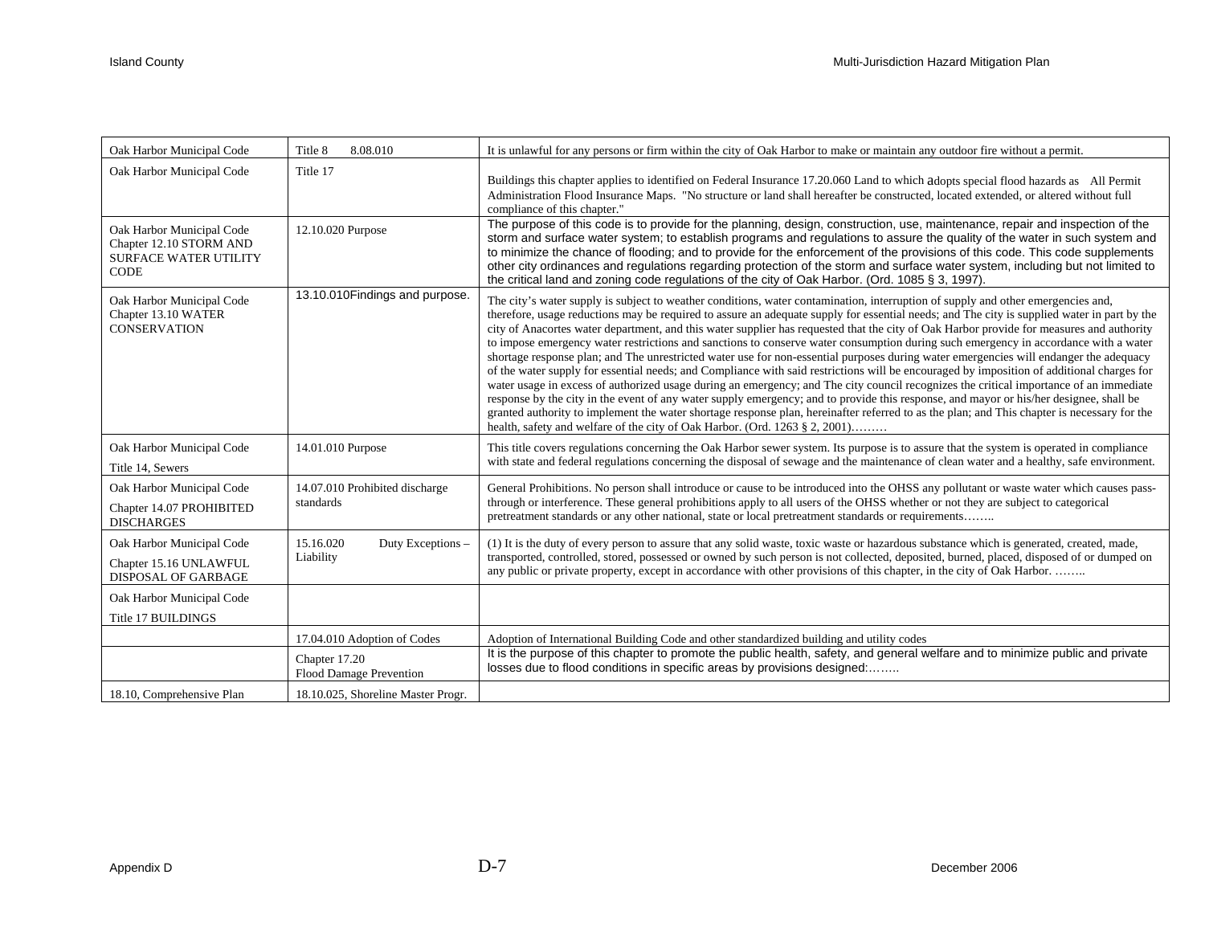| | | |
|---|---|---|
| Oak Harbor Municipal Code | Title 8 8.08.010 | It is unlawful for any persons or firm within the city of Oak Harbor to make or maintain any outdoor fire without a permit. |
| Oak Harbor Municipal Code | Title 17 | Buildings this chapter applies to identified on Federal Insurance 17.20.060 Land to which adopts special flood hazards as All Permit Administration Flood Insurance Maps. "No structure or land shall hereafter be constructed, located extended, or altered without full compliance of this chapter." |
| Oak Harbor Municipal Code Chapter 12.10 STORM AND SURFACE WATER UTILITY CODE | 12.10.020 Purpose | The purpose of this code is to provide for the planning, design, construction, use, maintenance, repair and inspection of the storm and surface water system; to establish programs and regulations to assure the quality of the water in such system and to minimize the chance of flooding; and to provide for the enforcement of the provisions of this code. This code supplements other city ordinances and regulations regarding protection of the storm and surface water system, including but not limited to the critical land and zoning code regulations of the city of Oak Harbor. (Ord. 1085 § 3, 1997). |
| Oak Harbor Municipal Code Chapter 13.10 WATER CONSERVATION | 13.10.010Findings and purpose. | The city's water supply is subject to weather conditions, water contamination, interruption of supply and other emergencies and, therefore, usage reductions may be required to assure an adequate supply for essential needs; and The city is supplied water in part by the city of Anacortes water department, and this water supplier has requested that the city of Oak Harbor provide for measures and authority to impose emergency water restrictions and sanctions to conserve water consumption during such emergency in accordance with a water shortage response plan; and The unrestricted water use for non-essential purposes during water emergencies will endanger the adequacy of the water supply for essential needs; and Compliance with said restrictions will be encouraged by imposition of additional charges for water usage in excess of authorized usage during an emergency; and The city council recognizes the critical importance of an immediate response by the city in the event of any water supply emergency; and to provide this response, and mayor or his/her designee, shall be granted authority to implement the water shortage response plan, hereinafter referred to as the plan; and This chapter is necessary for the health, safety and welfare of the city of Oak Harbor. (Ord. 1263 § 2, 2001)……… |
| Oak Harbor Municipal Code Title 14, Sewers | 14.01.010 Purpose | This title covers regulations concerning the Oak Harbor sewer system. Its purpose is to assure that the system is operated in compliance with state and federal regulations concerning the disposal of sewage and the maintenance of clean water and a healthy, safe environment. |
| Oak Harbor Municipal Code Chapter 14.07 PROHIBITED DISCHARGES | 14.07.010 Prohibited discharge standards | General Prohibitions. No person shall introduce or cause to be introduced into the OHSS any pollutant or waste water which causes pass-through or interference. These general prohibitions apply to all users of the OHSS whether or not they are subject to categorical pretreatment standards or any other national, state or local pretreatment standards or requirements…….. |
| Oak Harbor Municipal Code Chapter 15.16 UNLAWFUL DISPOSAL OF GARBAGE | 15.16.020 Duty Exceptions – Liability | (1) It is the duty of every person to assure that any solid waste, toxic waste or hazardous substance which is generated, created, made, transported, controlled, stored, possessed or owned by such person is not collected, deposited, burned, placed, disposed of or dumped on any public or private property, except in accordance with other provisions of this chapter, in the city of Oak Harbor. …….. |
| Oak Harbor Municipal Code Title 17 BUILDINGS | | |
| | 17.04.010 Adoption of Codes | Adoption of International Building Code and other standardized building and utility codes |
| | Chapter 17.20 Flood Damage Prevention | It is the purpose of this chapter to promote the public health, safety, and general welfare and to minimize public and private losses due to flood conditions in specific areas by provisions designed:…….. |
| 18.10, Comprehensive Plan | 18.10.025, Shoreline Master Progr. | |